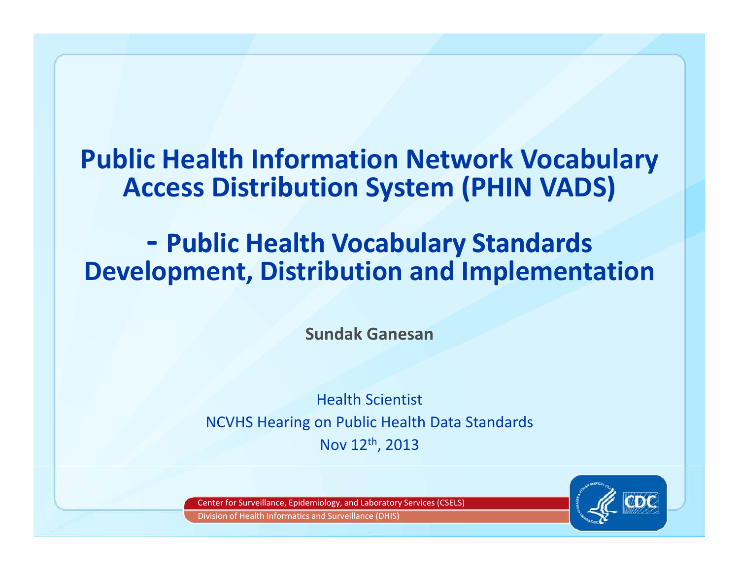# Public Health Information Network Vocabulary Access Distribution System (PHIN VADS)

# - Public Health Vocabulary Standards Development, Distribution and Implementation

**Sundak Ganesan**

Health Scientist

NCVHS Hearing on Public Health Data Standards

Nov 12th, 2013

Center for Surveillance, Epidemiology, and Laboratory Services (CSELS)

Division of Health Informatics and Surveillance (DHIS)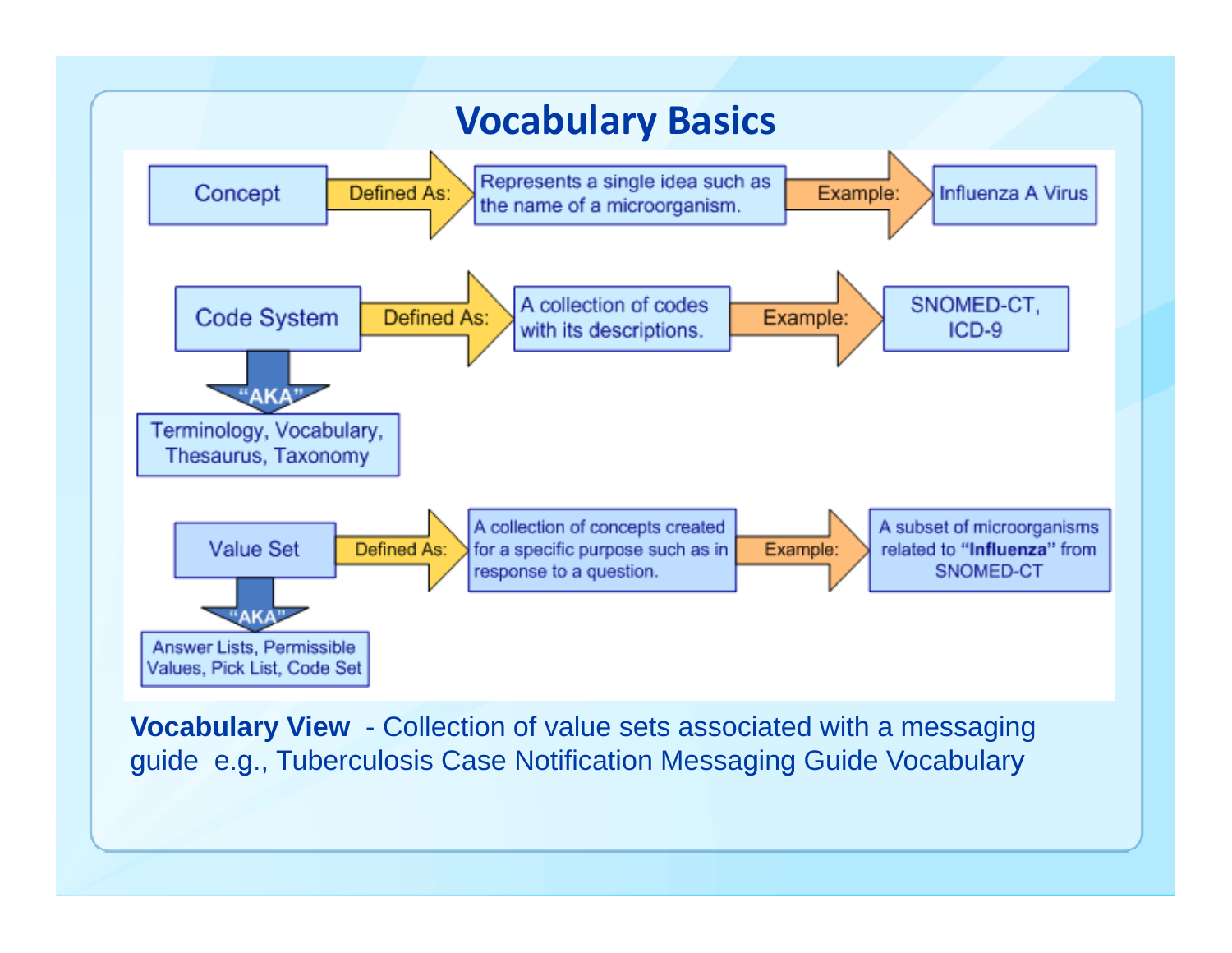# Vocabulary Basics

| Term | Defined As: | Example: |
| --- | --- | --- |
| Concept | Represents a single idea such as the name of a microorganism. | Influenza A Virus |
| Code System | A collection of codes with its descriptions. | SNOMED-CT, ICD-9 |
| Value Set | A collection of concepts created for a specific purpose such as in response to a question. | A subset of microorganisms related to **"Influenza"** from SNOMED-CT |

Code System "AKA": Terminology, Vocabulary, Thesaurus, Taxonomy

Value Set "AKA": Answer Lists, Permissible Values, Pick List, Code Set

**Vocabulary View** - Collection of value sets associated with a messaging guide e.g., Tuberculosis Case Notification Messaging Guide Vocabulary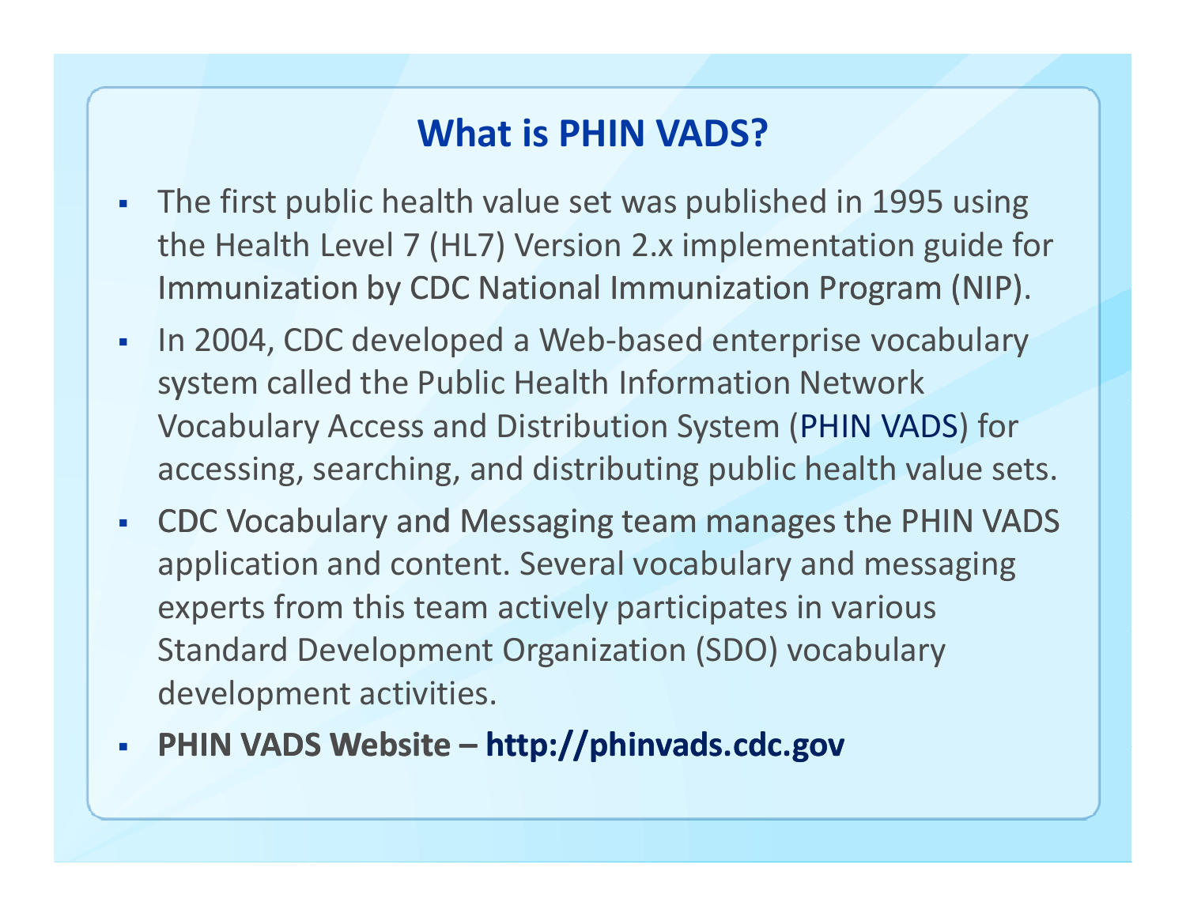# What is PHIN VADS?

- The first public health value set was published in 1995 using the Health Level 7 (HL7) Version 2.x implementation guide for Immunization by CDC National Immunization Program (NIP).
- In 2004, CDC developed a Web-based enterprise vocabulary system called the Public Health Information Network Vocabulary Access and Distribution System (PHIN VADS) for accessing, searching, and distributing public health value sets.
- CDC Vocabulary and Messaging team manages the PHIN VADS application and content. Several vocabulary and messaging experts from this team actively participates in various Standard Development Organization (SDO) vocabulary development activities.
- **PHIN VADS Website – http://phinvads.cdc.gov**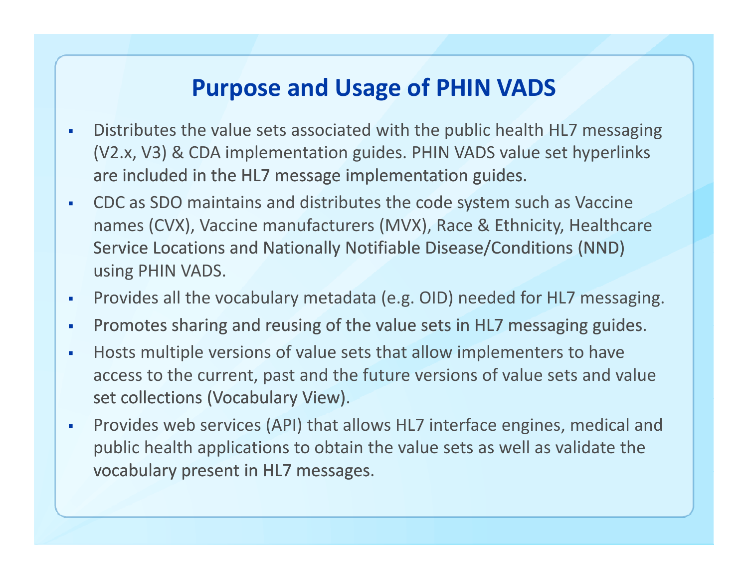# Purpose and Usage of PHIN VADS

- Distributes the value sets associated with the public health HL7 messaging (V2.x, V3) & CDA implementation guides. PHIN VADS value set hyperlinks are included in the HL7 message implementation guides.
- CDC as SDO maintains and distributes the code system such as Vaccine names (CVX), Vaccine manufacturers (MVX), Race & Ethnicity, Healthcare Service Locations and Nationally Notifiable Disease/Conditions (NND) using PHIN VADS.
- Provides all the vocabulary metadata (e.g. OID) needed for HL7 messaging.
- Promotes sharing and reusing of the value sets in HL7 messaging guides.
- Hosts multiple versions of value sets that allow implementers to have access to the current, past and the future versions of value sets and value set collections (Vocabulary View).
- Provides web services (API) that allows HL7 interface engines, medical and public health applications to obtain the value sets as well as validate the vocabulary present in HL7 messages.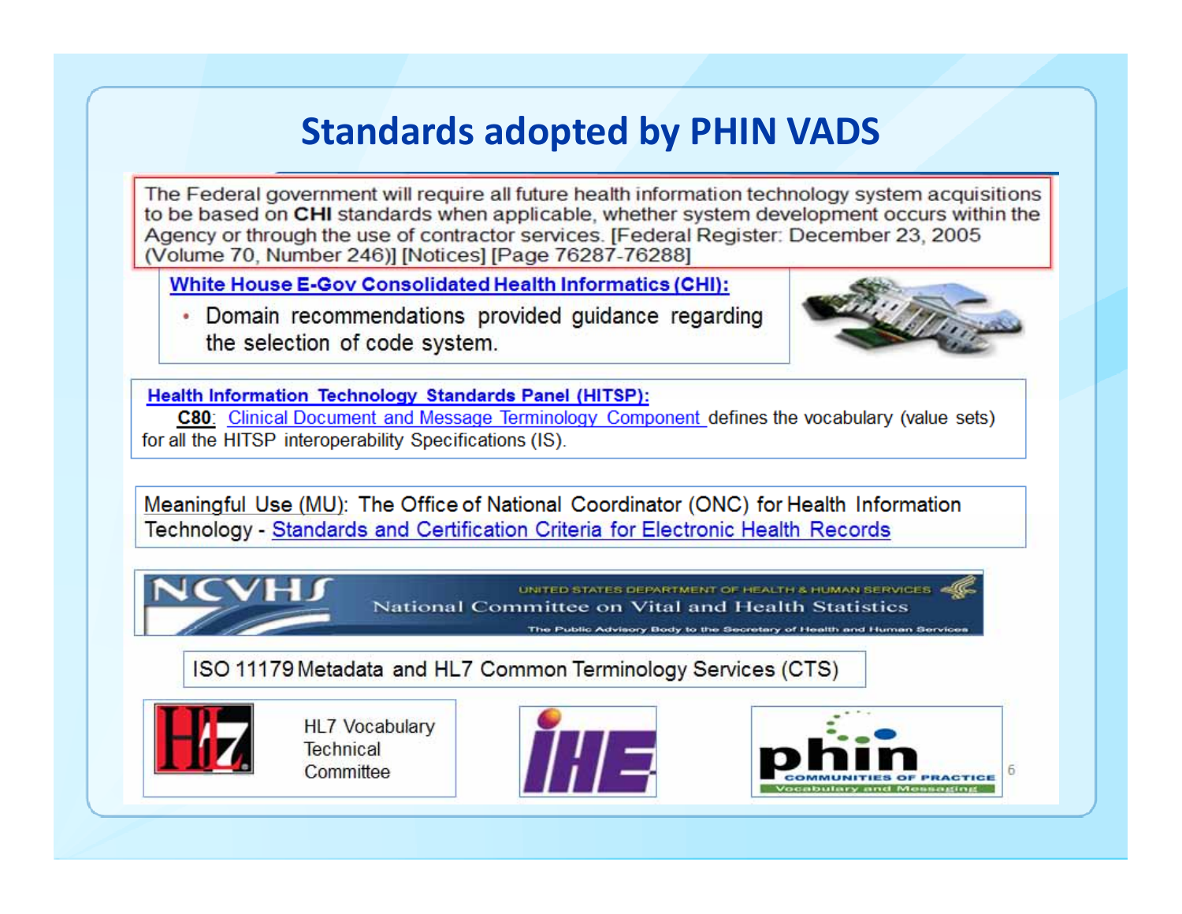# Standards adopted by PHIN VADS

The Federal government will require all future health information technology system acquisitions to be based on **CHI** standards when applicable, whether system development occurs within the Agency or through the use of contractor services. [Federal Register: December 23, 2005 (Volume 70, Number 246)] [Notices] [Page 76287-76288]

**White House E-Gov Consolidated Health Informatics (CHI):**

- Domain recommendations provided guidance regarding the selection of code system.

**Health Information Technology Standards Panel (HITSP):**

**C80**: Clinical Document and Message Terminology Component defines the vocabulary (value sets) for all the HITSP interoperability Specifications (IS).

Meaningful Use (MU): The Office of National Coordinator (ONC) for Health Information Technology - Standards and Certification Criteria for Electronic Health Records

NCVHS — UNITED STATES DEPARTMENT OF HEALTH & HUMAN SERVICES — National Committee on Vital and Health Statistics — The Public Advisory Body to the Secretary of Health and Human Services

ISO 11179 Metadata and HL7 Common Terminology Services (CTS)

HL7 Vocabulary Technical Committee

IHE

phin COMMUNITIES OF PRACTICE — Vocabulary and Messaging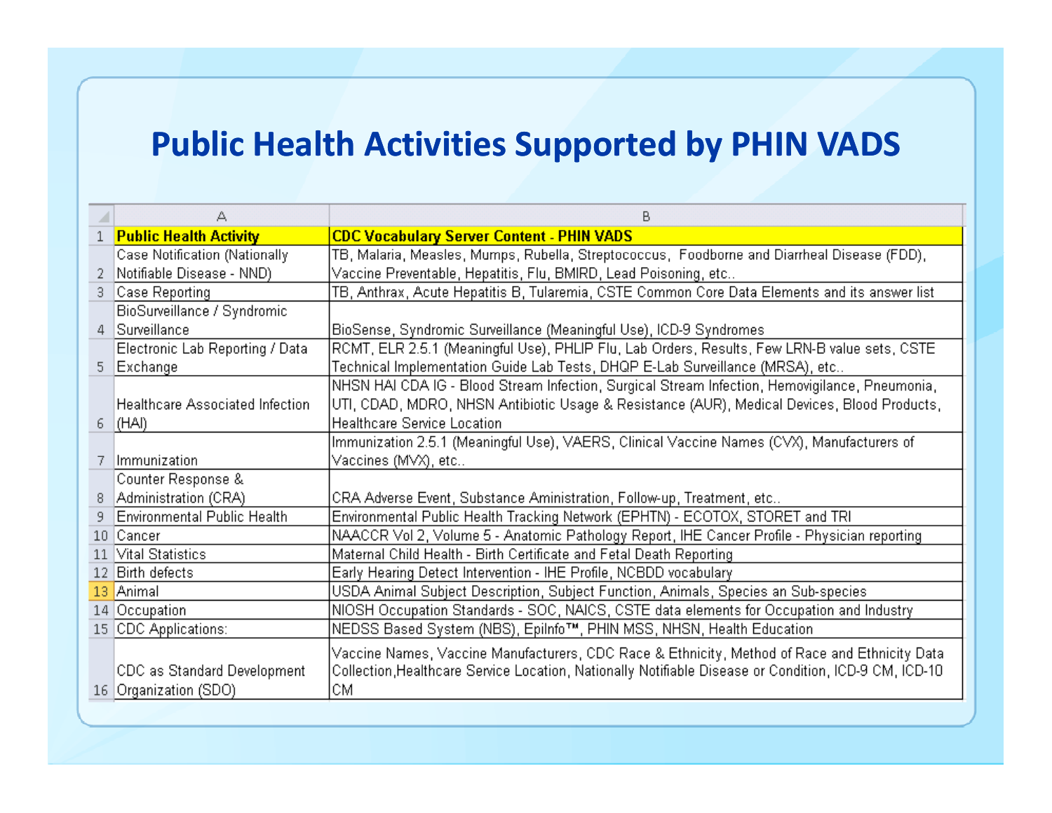# Public Health Activities Supported by PHIN VADS

| Public Health Activity | CDC Vocabulary Server Content - PHIN VADS |
| --- | --- |
| Case Notification (Nationally Notifiable Disease - NND) | TB, Malaria, Measles, Mumps, Rubella, Streptococcus, Foodborne and Diarrheal Disease (FDD), Vaccine Preventable, Hepatitis, Flu, BMIRD, Lead Poisoning, etc.. |
| Case Reporting | TB, Anthrax, Acute Hepatitis B, Tularemia, CSTE Common Core Data Elements and its answer list |
| BioSurveillance / Syndromic Surveillance | BioSense, Syndromic Surveillance (Meaningful Use), ICD-9 Syndromes |
| Electronic Lab Reporting / Data Exchange | RCMT, ELR 2.5.1 (Meaningful Use), PHLIP Flu, Lab Orders, Results, Few LRN-B value sets, CSTE Technical Implementation Guide Lab Tests, DHQP E-Lab Surveillance (MRSA), etc.. |
| Healthcare Associated Infection (HAI) | NHSN HAI CDA IG - Blood Stream Infection, Surgical Stream Infection, Hemovigilance, Pneumonia, UTI, CDAD, MDRO, NHSN Antibiotic Usage & Resistance (AUR), Medical Devices, Blood Products, Healthcare Service Location |
| Immunization | Immunization 2.5.1 (Meaningful Use), VAERS, Clinical Vaccine Names (CVX), Manufacturers of Vaccines (MVX), etc.. |
| Counter Response & Administration (CRA) | CRA Adverse Event, Substance Aministration, Follow-up, Treatment, etc.. |
| Environmental Public Health | Environmental Public Health Tracking Network (EPHTN) - ECOTOX, STORET and TRI |
| Cancer | NAACCR Vol 2, Volume 5 - Anatomic Pathology Report, IHE Cancer Profile - Physician reporting |
| Vital Statistics | Maternal Child Health - Birth Certificate and Fetal Death Reporting |
| Birth defects | Early Hearing Detect Intervention - IHE Profile, NCBDD vocabulary |
| Animal | USDA Animal Subject Description, Subject Function, Animals, Species an Sub-species |
| Occupation | NIOSH Occupation Standards - SOC, NAICS, CSTE data elements for Occupation and Industry |
| CDC Applications: | NEDSS Based System (NBS), EpiInfo™, PHIN MSS, NHSN, Health Education |
| CDC as Standard Development Organization (SDO) | Vaccine Names, Vaccine Manufacturers, CDC Race & Ethnicity, Method of Race and Ethnicity Data Collection,Healthcare Service Location, Nationally Notifiable Disease or Condition, ICD-9 CM, ICD-10 CM |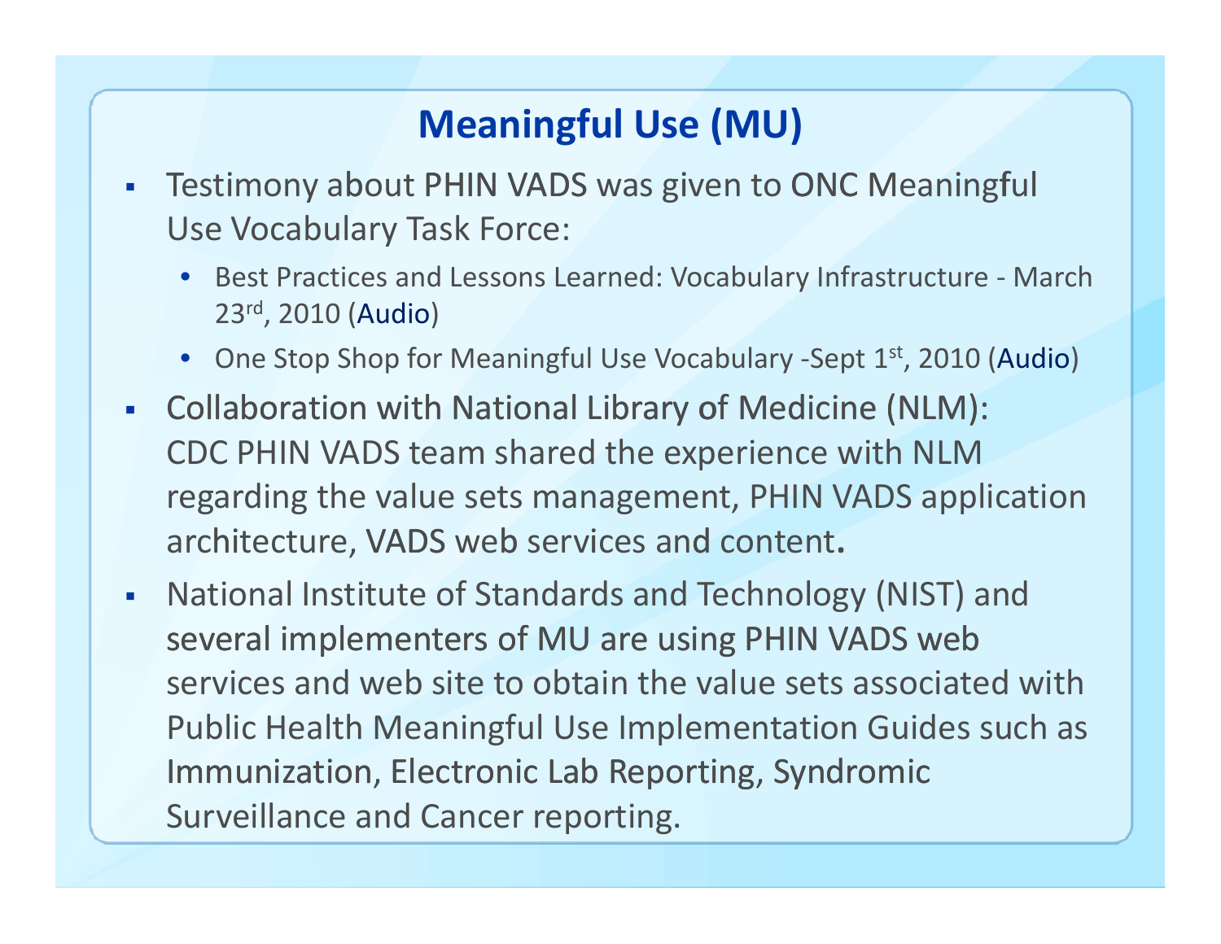# Meaningful Use (MU)

- Testimony about PHIN VADS was given to ONC Meaningful Use Vocabulary Task Force:
  - Best Practices and Lessons Learned: Vocabulary Infrastructure - March 23rd, 2010 (Audio)
  - One Stop Shop for Meaningful Use Vocabulary -Sept 1st, 2010 (Audio)
- Collaboration with National Library of Medicine (NLM): CDC PHIN VADS team shared the experience with NLM regarding the value sets management, PHIN VADS application architecture, VADS web services and content.
- National Institute of Standards and Technology (NIST) and several implementers of MU are using PHIN VADS web services and web site to obtain the value sets associated with Public Health Meaningful Use Implementation Guides such as Immunization, Electronic Lab Reporting, Syndromic Surveillance and Cancer reporting.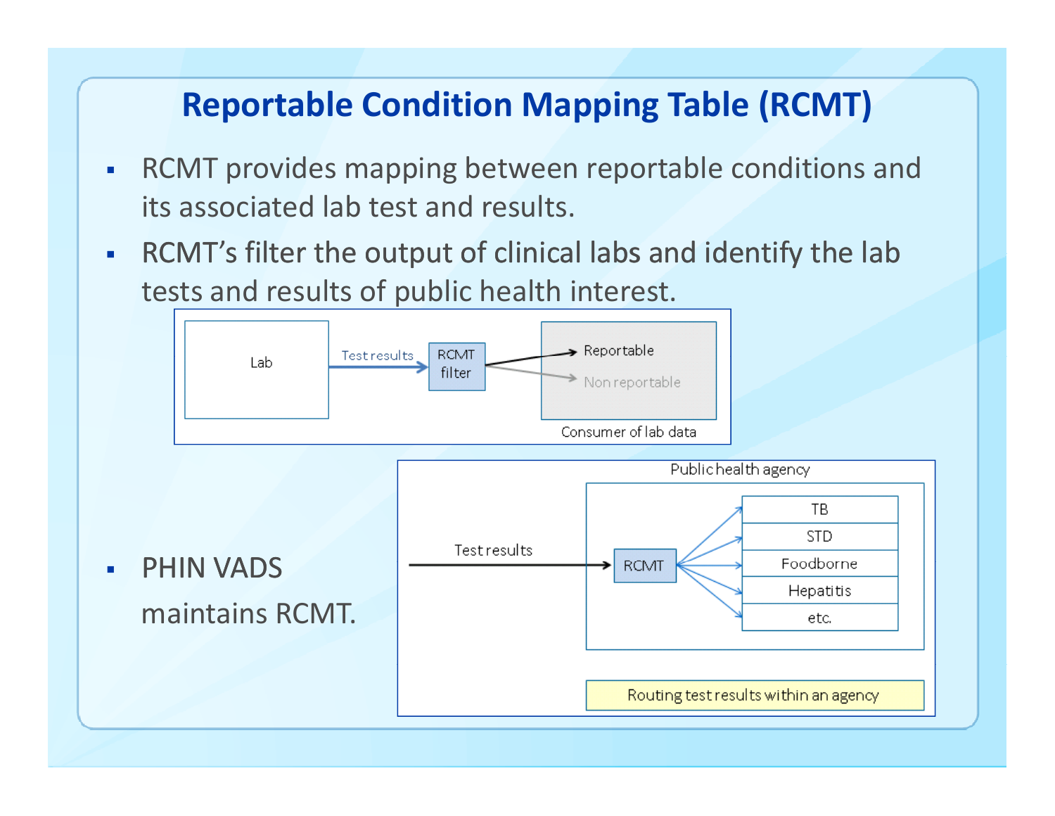# Reportable Condition Mapping Table (RCMT)

- RCMT provides mapping between reportable conditions and its associated lab test and results.
- RCMT's filter the output of clinical labs and identify the lab tests and results of public health interest.

Lab → Test results → RCMT filter → Reportable / Non reportable (Consumer of lab data)

- PHIN VADS maintains RCMT.

Public health agency: Test results → RCMT → TB, STD, Foodborne, Hepatitis, etc.

Routing test results within an agency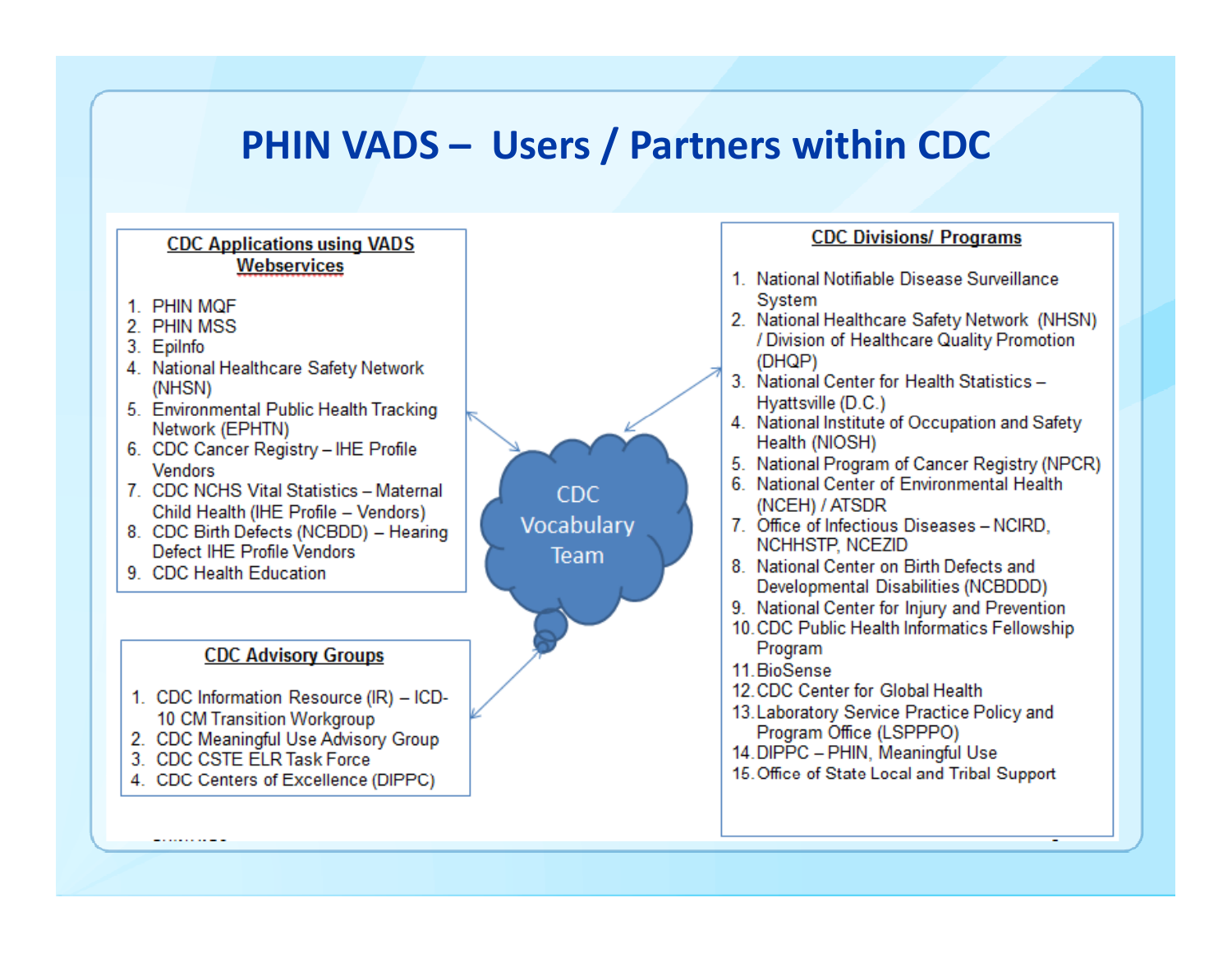# PHIN VADS – Users / Partners within CDC

### CDC Applications using VADS Webservices

1. PHIN MQF
2. PHIN MSS
3. EpiInfo
4. National Healthcare Safety Network (NHSN)
5. Environmental Public Health Tracking Network (EPHTN)
6. CDC Cancer Registry – IHE Profile Vendors
7. CDC NCHS Vital Statistics – Maternal Child Health (IHE Profile – Vendors)
8. CDC Birth Defects (NCBDD) – Hearing Defect IHE Profile Vendors
9. CDC Health Education

### CDC Advisory Groups

1. CDC Information Resource (IR) – ICD-10 CM Transition Workgroup
2. CDC Meaningful Use Advisory Group
3. CDC CSTE ELR Task Force
4. CDC Centers of Excellence (DIPPC)

CDC Vocabulary Team

### CDC Divisions/ Programs

1. National Notifiable Disease Surveillance System
2. National Healthcare Safety Network (NHSN) / Division of Healthcare Quality Promotion (DHQP)
3. National Center for Health Statistics – Hyattsville (D.C.)
4. National Institute of Occupation and Safety Health (NIOSH)
5. National Program of Cancer Registry (NPCR)
6. National Center of Environmental Health (NCEH) / ATSDR
7. Office of Infectious Diseases – NCIRD, NCHHSTP, NCEZID
8. National Center on Birth Defects and Developmental Disabilities (NCBDDD)
9. National Center for Injury and Prevention
10. CDC Public Health Informatics Fellowship Program
11. BioSense
12. CDC Center for Global Health
13. Laboratory Service Practice Policy and Program Office (LSPPPO)
14. DIPPC – PHIN, Meaningful Use
15. Office of State Local and Tribal Support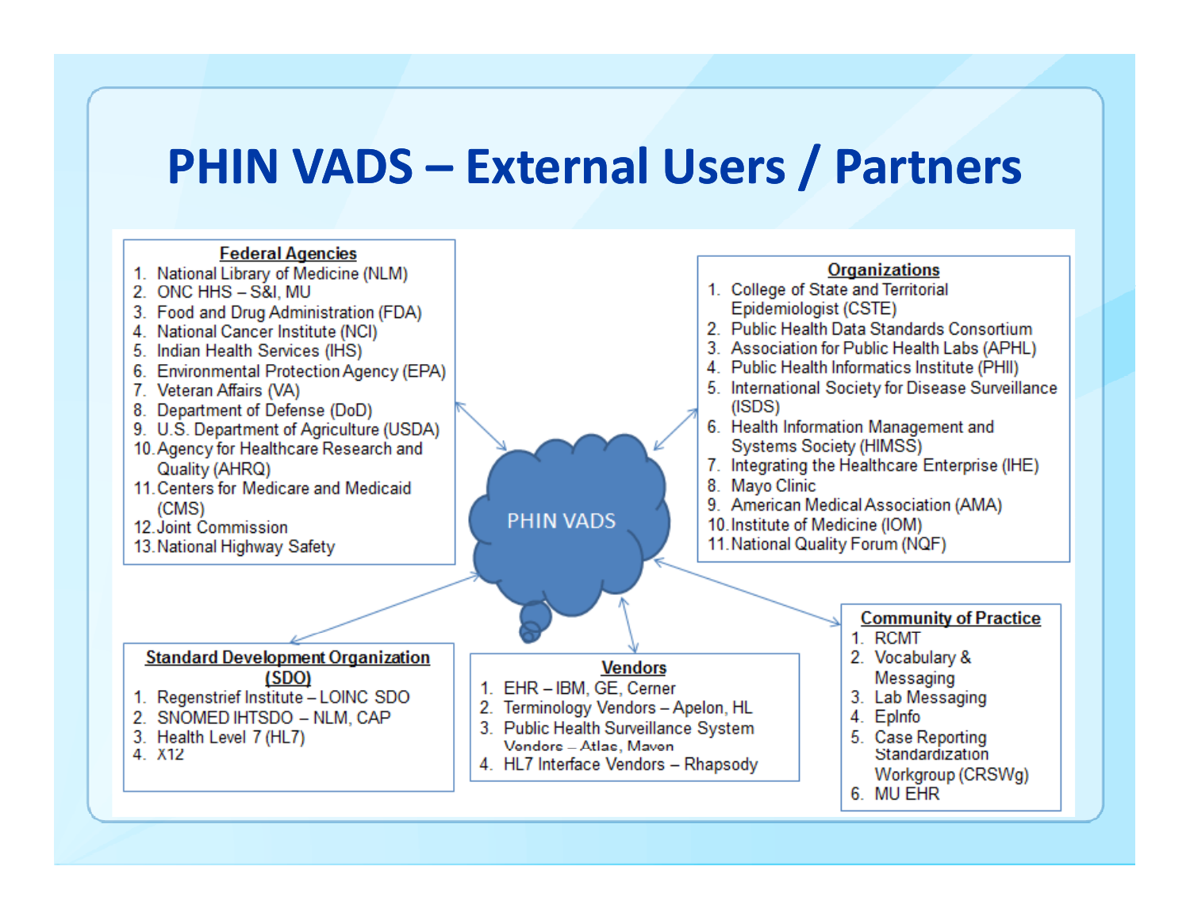# PHIN VADS – External Users / Partners

PHIN VADS

### Federal Agencies

1. National Library of Medicine (NLM)
2. ONC HHS – S&I, MU
3. Food and Drug Administration (FDA)
4. National Cancer Institute (NCI)
5. Indian Health Services (IHS)
6. Environmental Protection Agency (EPA)
7. Veteran Affairs (VA)
8. Department of Defense (DoD)
9. U.S. Department of Agriculture (USDA)
10. Agency for Healthcare Research and Quality (AHRQ)
11. Centers for Medicare and Medicaid (CMS)
12. Joint Commission
13. National Highway Safety

### Organizations

1. College of State and Territorial Epidemiologist (CSTE)
2. Public Health Data Standards Consortium
3. Association for Public Health Labs (APHL)
4. Public Health Informatics Institute (PHII)
5. International Society for Disease Surveillance (ISDS)
6. Health Information Management and Systems Society (HIMSS)
7. Integrating the Healthcare Enterprise (IHE)
8. Mayo Clinic
9. American Medical Association (AMA)
10. Institute of Medicine (IOM)
11. National Quality Forum (NQF)

### Standard Development Organization (SDO)

1. Regenstrief Institute – LOINC SDO
2. SNOMED IHTSDO – NLM, CAP
3. Health Level 7 (HL7)
4. X12

### Vendors

1. EHR – IBM, GE, Cerner
2. Terminology Vendors – Apelon, HL
3. Public Health Surveillance System Vendors – Atlas, Maven
4. HL7 Interface Vendors – Rhapsody

### Community of Practice

1. RCMT
2. Vocabulary & Messaging
3. Lab Messaging
4. EpInfo
5. Case Reporting Standardization Workgroup (CRSWg)
6. MU EHR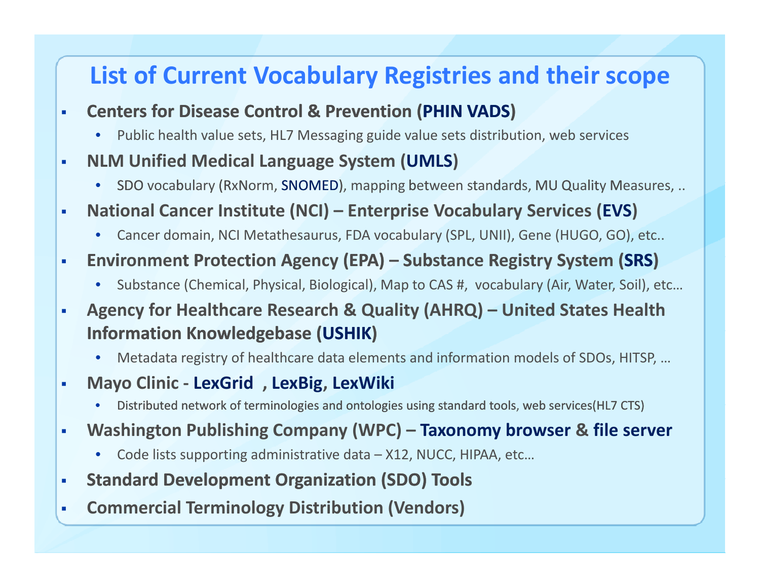# List of Current Vocabulary Registries and their scope

- **Centers for Disease Control & Prevention (PHIN VADS)**
  - Public health value sets, HL7 Messaging guide value sets distribution, web services
- **NLM Unified Medical Language System (UMLS)**
  - SDO vocabulary (RxNorm, SNOMED), mapping between standards, MU Quality Measures, ..
- **National Cancer Institute (NCI) – Enterprise Vocabulary Services (EVS)**
  - Cancer domain, NCI Metathesaurus, FDA vocabulary (SPL, UNII), Gene (HUGO, GO), etc..
- **Environment Protection Agency (EPA) – Substance Registry System (SRS)**
  - Substance (Chemical, Physical, Biological), Map to CAS #, vocabulary (Air, Water, Soil), etc…
- **Agency for Healthcare Research & Quality (AHRQ) – United States Health Information Knowledgebase (USHIK)**
  - Metadata registry of healthcare data elements and information models of SDOs, HITSP, …
- **Mayo Clinic - LexGrid , LexBig, LexWiki**
  - Distributed network of terminologies and ontologies using standard tools, web services(HL7 CTS)
- **Washington Publishing Company (WPC) – Taxonomy browser & file server**
  - Code lists supporting administrative data – X12, NUCC, HIPAA, etc…
- **Standard Development Organization (SDO) Tools**
- **Commercial Terminology Distribution (Vendors)**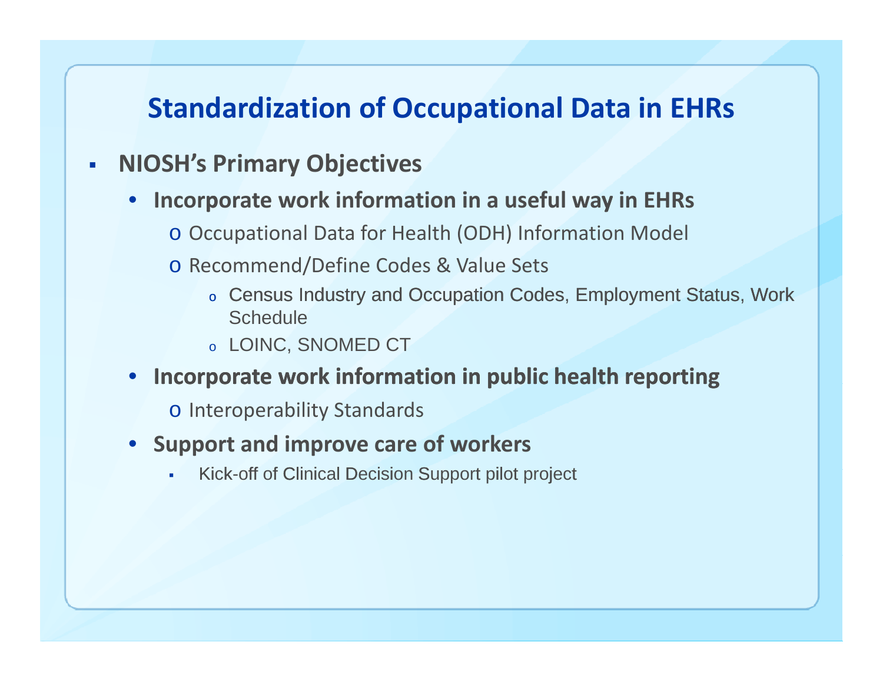# Standardization of Occupational Data in EHRs

- **NIOSH's Primary Objectives**
  - **Incorporate work information in a useful way in EHRs**
    - Occupational Data for Health (ODH) Information Model
    - Recommend/Define Codes & Value Sets
      - Census Industry and Occupation Codes, Employment Status, Work Schedule
      - LOINC, SNOMED CT
  - **Incorporate work information in public health reporting**
    - Interoperability Standards
  - **Support and improve care of workers**
    - Kick-off of Clinical Decision Support pilot project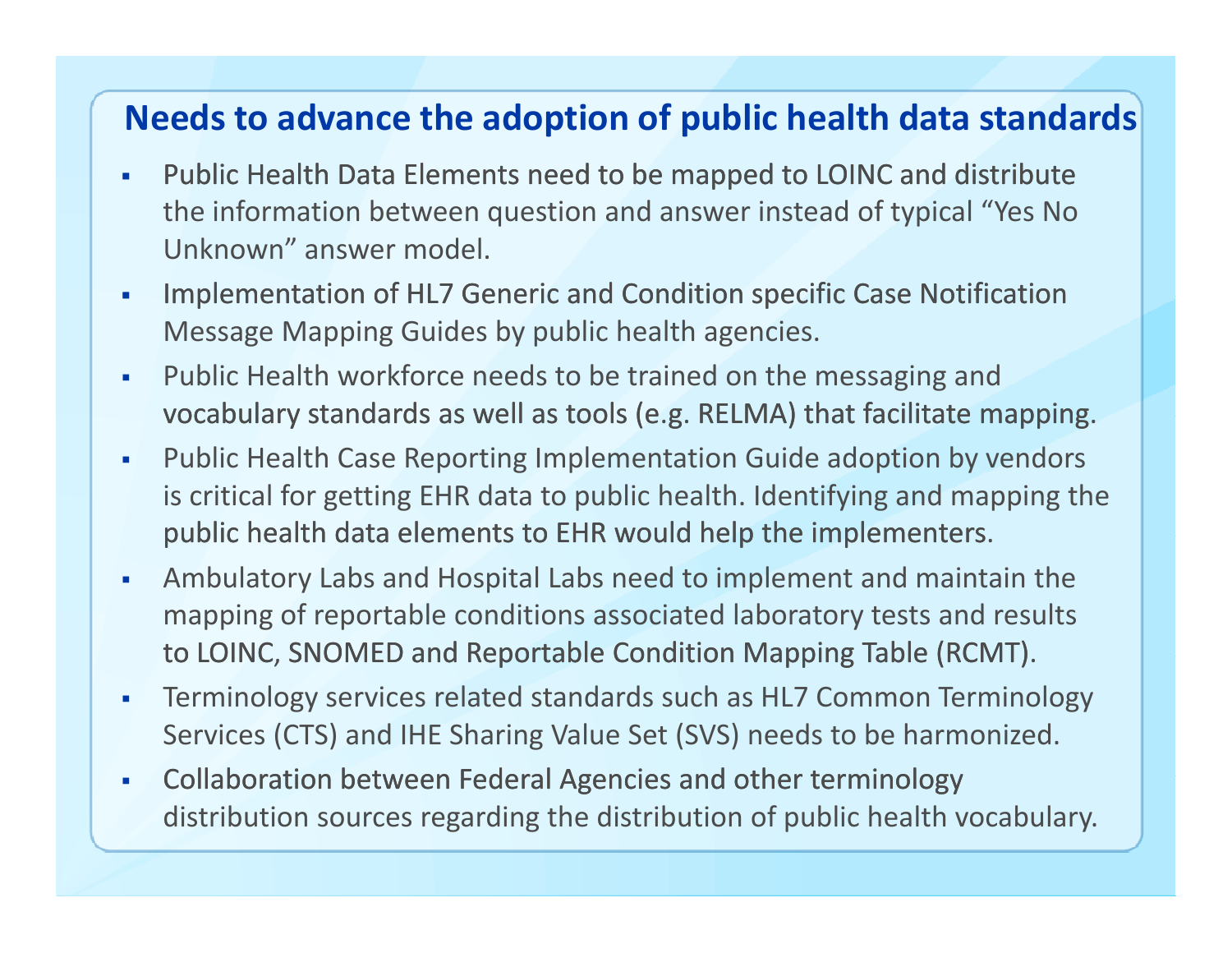## Needs to advance the adoption of public health data standards

- Public Health Data Elements need to be mapped to LOINC and distribute the information between question and answer instead of typical “Yes No Unknown” answer model.
- Implementation of HL7 Generic and Condition specific Case Notification Message Mapping Guides by public health agencies.
- Public Health workforce needs to be trained on the messaging and vocabulary standards as well as tools (e.g. RELMA) that facilitate mapping.
- Public Health Case Reporting Implementation Guide adoption by vendors is critical for getting EHR data to public health. Identifying and mapping the public health data elements to EHR would help the implementers.
- Ambulatory Labs and Hospital Labs need to implement and maintain the mapping of reportable conditions associated laboratory tests and results to LOINC, SNOMED and Reportable Condition Mapping Table (RCMT).
- Terminology services related standards such as HL7 Common Terminology Services (CTS) and IHE Sharing Value Set (SVS) needs to be harmonized.
- Collaboration between Federal Agencies and other terminology distribution sources regarding the distribution of public health vocabulary.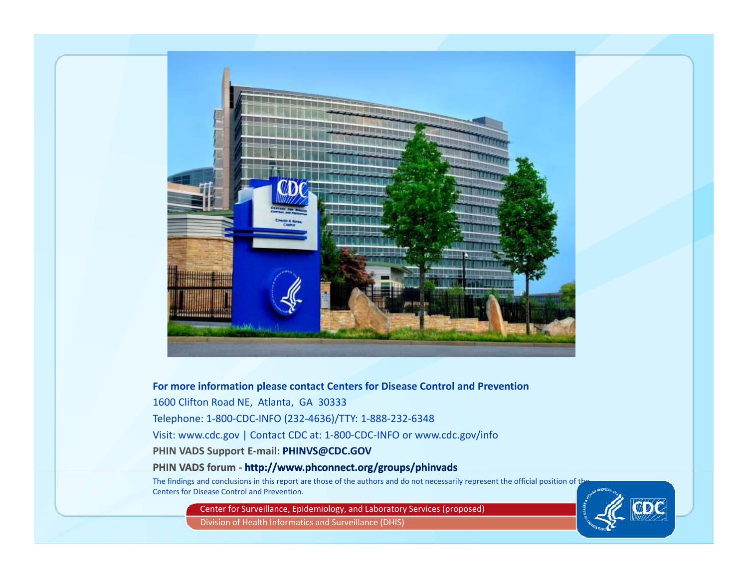**For more information please contact Centers for Disease Control and Prevention**

1600 Clifton Road NE, Atlanta, GA 30333

Telephone: 1-800-CDC-INFO (232-4636)/TTY: 1-888-232-6348

Visit: www.cdc.gov | Contact CDC at: 1-800-CDC-INFO or www.cdc.gov/info

**PHIN VADS Support E-mail: PHINVS@CDC.GOV**

**PHIN VADS forum - http://www.phconnect.org/groups/phinvads**

The findings and conclusions in this report are those of the authors and do not necessarily represent the official position of the Centers for Disease Control and Prevention.

Center for Surveillance, Epidemiology, and Laboratory Services (proposed)

Division of Health Informatics and Surveillance (DHIS)